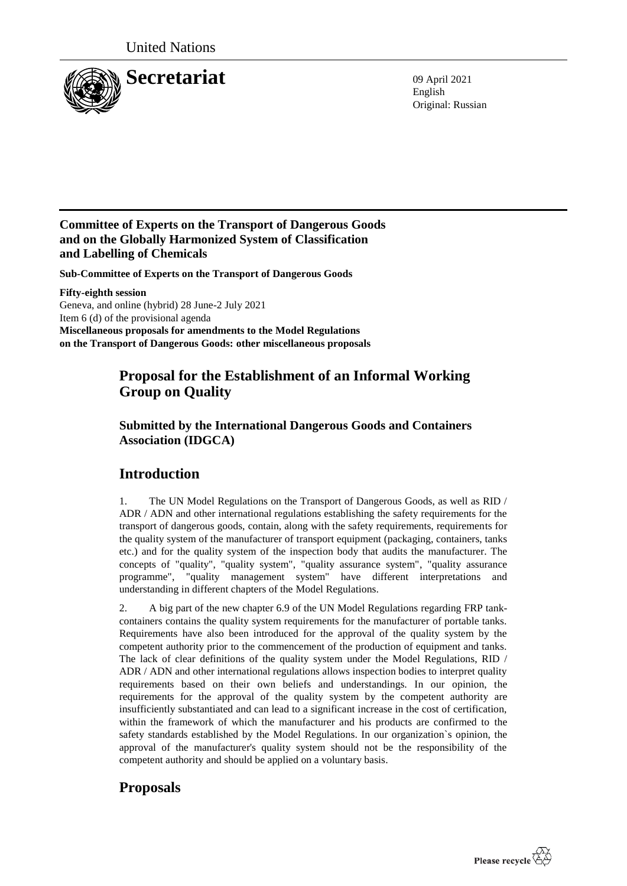United Nations

# Secretariat

09 April 2021
English
Original: Russian

**Committee of Experts on the Transport of Dangerous Goods and on the Globally Harmonized System of Classification and Labelling of Chemicals**

**Sub-Committee of Experts on the Transport of Dangerous Goods**

**Fifty-eighth session**
Geneva, and online (hybrid) 28 June-2 July 2021
Item 6 (d) of the provisional agenda
**Miscellaneous proposals for amendments to the Model Regulations on the Transport of Dangerous Goods: other miscellaneous proposals**

## Proposal for the Establishment of an Informal Working Group on Quality

### Submitted by the International Dangerous Goods and Containers Association (IDGCA)

## Introduction

1. The UN Model Regulations on the Transport of Dangerous Goods, as well as RID / ADR / ADN and other international regulations establishing the safety requirements for the transport of dangerous goods, contain, along with the safety requirements, requirements for the quality system of the manufacturer of transport equipment (packaging, containers, tanks etc.) and for the quality system of the inspection body that audits the manufacturer. The concepts of "quality", "quality system", "quality assurance system", "quality assurance programme", "quality management system" have different interpretations and understanding in different chapters of the Model Regulations.

2. A big part of the new chapter 6.9 of the UN Model Regulations regarding FRP tank-containers contains the quality system requirements for the manufacturer of portable tanks. Requirements have also been introduced for the approval of the quality system by the competent authority prior to the commencement of the production of equipment and tanks. The lack of clear definitions of the quality system under the Model Regulations, RID / ADR / ADN and other international regulations allows inspection bodies to interpret quality requirements based on their own beliefs and understandings. In our opinion, the requirements for the approval of the quality system by the competent authority are insufficiently substantiated and can lead to a significant increase in the cost of certification, within the framework of which the manufacturer and his products are confirmed to the safety standards established by the Model Regulations. In our organization`s opinion, the approval of the manufacturer's quality system should not be the responsibility of the competent authority and should be applied on a voluntary basis.

## Proposals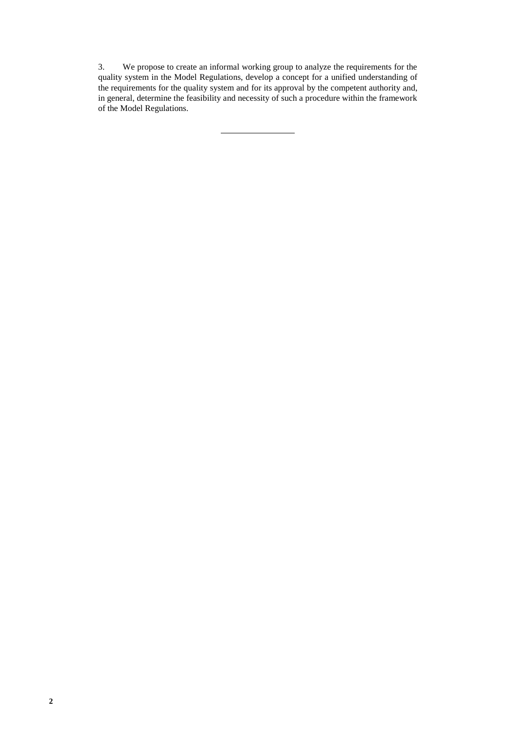3. We propose to create an informal working group to analyze the requirements for the quality system in the Model Regulations, develop a concept for a unified understanding of the requirements for the quality system and for its approval by the competent authority and, in general, determine the feasibility and necessity of such a procedure within the framework of the Model Regulations.